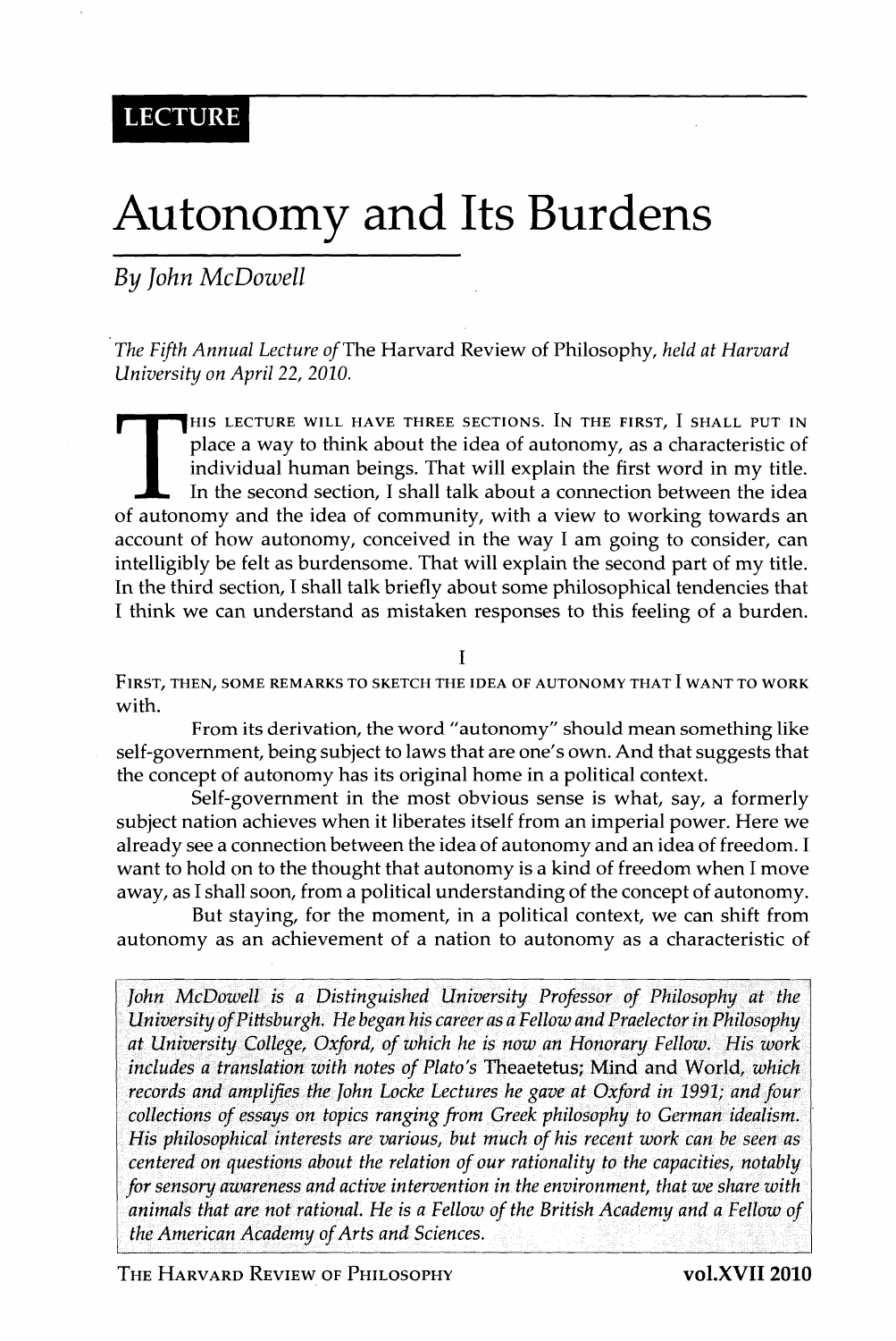LECTURE

# Autonomy and Its Burdens

*By John McDowell*

*The Fifth Annual Lecture of* The Harvard Review of Philosophy, *held at Harvard University on April 22, 2010.*

THIS LECTURE WILL HAVE THREE SECTIONS. IN THE FIRST, I SHALL PUT IN place a way to think about the idea of autonomy, as a characteristic of individual human beings. That will explain the first word in my title. In the second section, I shall talk about a connection between the idea of autonomy and the idea of community, with a view to working towards an account of how autonomy, conceived in the way I am going to consider, can intelligibly be felt as burdensome. That will explain the second part of my title. In the third section, I shall talk briefly about some philosophical tendencies that I think we can understand as mistaken responses to this feeling of a burden.

## I

FIRST, THEN, SOME REMARKS TO SKETCH THE IDEA OF AUTONOMY THAT I WANT TO WORK with.

From its derivation, the word "autonomy" should mean something like self-government, being subject to laws that are one's own. And that suggests that the concept of autonomy has its original home in a political context.

Self-government in the most obvious sense is what, say, a formerly subject nation achieves when it liberates itself from an imperial power. Here we already see a connection between the idea of autonomy and an idea of freedom. I want to hold on to the thought that autonomy is a kind of freedom when I move away, as I shall soon, from a political understanding of the concept of autonomy.

But staying, for the moment, in a political context, we can shift from autonomy as an achievement of a nation to autonomy as a characteristic of

*John McDowell is a Distinguished University Professor of Philosophy at the University of Pittsburgh. He began his career as a Fellow and Praelector in Philosophy at University College, Oxford, of which he is now an Honorary Fellow. His work includes a translation with notes of Plato's* Theaetetus; Mind and World, *which records and amplifies the John Locke Lectures he gave at Oxford in 1991; and four collections of essays on topics ranging from Greek philosophy to German idealism. His philosophical interests are various, but much of his recent work can be seen as centered on questions about the relation of our rationality to the capacities, notably for sensory awareness and active intervention in the environment, that we share with animals that are not rational. He is a Fellow of the British Academy and a Fellow of the American Academy of Arts and Sciences.*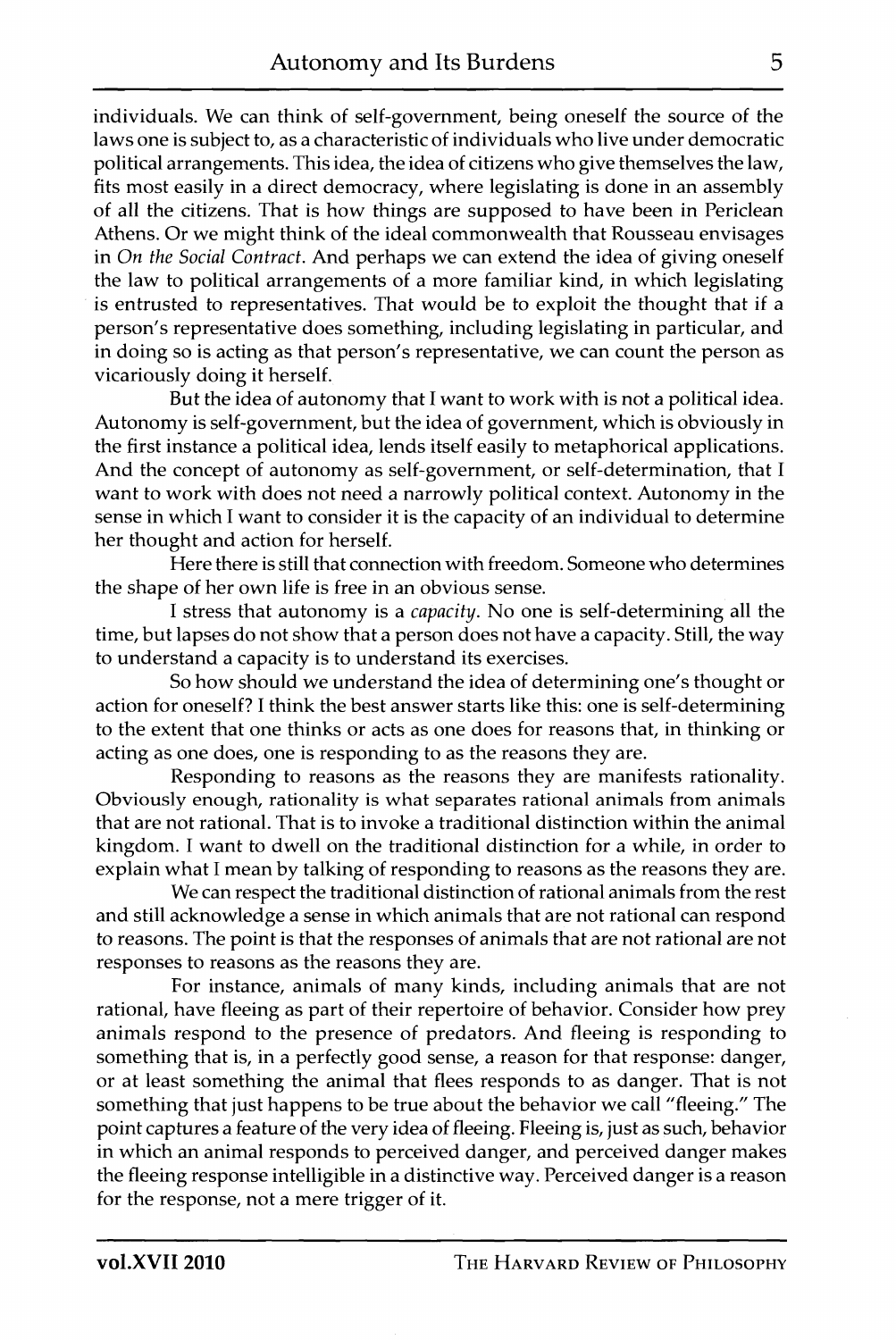individuals. We can think of self-government, being oneself the source of the laws one is subject to, as a characteristic of individuals who live under democratic political arrangements. This idea, the idea of citizens who give themselves the law, fits most easily in a direct democracy, where legislating is done in an assembly of all the citizens. That is how things are supposed to have been in Periclean Athens. Or we might think of the ideal commonwealth that Rousseau envisages in *On the Social Contract*. And perhaps we can extend the idea of giving oneself the law to political arrangements of a more familiar kind, in which legislating is entrusted to representatives. That would be to exploit the thought that if a person's representative does something, including legislating in particular, and in doing so is acting as that person's representative, we can count the person as vicariously doing it herself.

But the idea of autonomy that I want to work with is not a political idea. Autonomy is self-government, but the idea of government, which is obviously in the first instance a political idea, lends itself easily to metaphorical applications. And the concept of autonomy as self-government, or self-determination, that I want to work with does not need a narrowly political context. Autonomy in the sense in which I want to consider it is the capacity of an individual to determine her thought and action for herself.

Here there is still that connection with freedom. Someone who determines the shape of her own life is free in an obvious sense.

I stress that autonomy is a *capacity*. No one is self-determining all the time, but lapses do not show that a person does not have a capacity. Still, the way to understand a capacity is to understand its exercises.

So how should we understand the idea of determining one's thought or action for oneself? I think the best answer starts like this: one is self-determining to the extent that one thinks or acts as one does for reasons that, in thinking or acting as one does, one is responding to as the reasons they are.

Responding to reasons as the reasons they are manifests rationality. Obviously enough, rationality is what separates rational animals from animals that are not rational. That is to invoke a traditional distinction within the animal kingdom. I want to dwell on the traditional distinction for a while, in order to explain what I mean by talking of responding to reasons as the reasons they are.

We can respect the traditional distinction of rational animals from the rest and still acknowledge a sense in which animals that are not rational can respond to reasons. The point is that the responses of animals that are not rational are not responses to reasons as the reasons they are.

For instance, animals of many kinds, including animals that are not rational, have fleeing as part of their repertoire of behavior. Consider how prey animals respond to the presence of predators. And fleeing is responding to something that is, in a perfectly good sense, a reason for that response: danger, or at least something the animal that flees responds to as danger. That is not something that just happens to be true about the behavior we call "fleeing." The point captures a feature of the very idea of fleeing. Fleeing is, just as such, behavior in which an animal responds to perceived danger, and perceived danger makes the fleeing response intelligible in a distinctive way. Perceived danger is a reason for the response, not a mere trigger of it.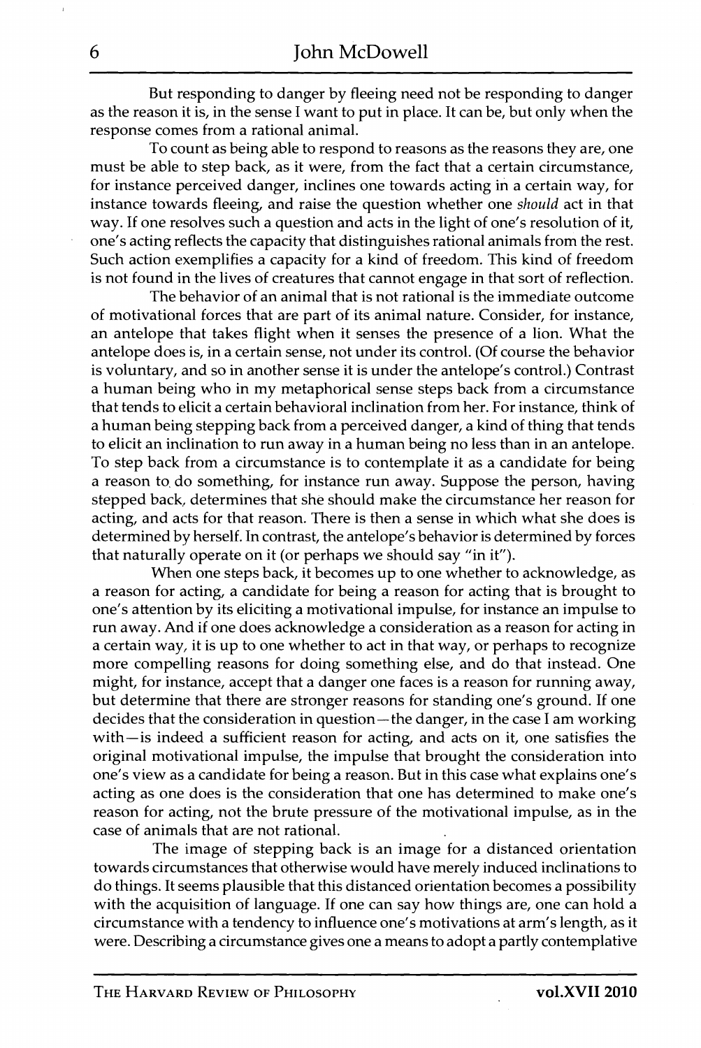But responding to danger by fleeing need not be responding to danger as the reason it is, in the sense I want to put in place. It can be, but only when the response comes from a rational animal.

To count as being able to respond to reasons as the reasons they are, one must be able to step back, as it were, from the fact that a certain circumstance, for instance perceived danger, inclines one towards acting in a certain way, for instance towards fleeing, and raise the question whether one *should* act in that way. If one resolves such a question and acts in the light of one's resolution of it, one's acting reflects the capacity that distinguishes rational animals from the rest. Such action exemplifies a capacity for a kind of freedom. This kind of freedom is not found in the lives of creatures that cannot engage in that sort of reflection.

The behavior of an animal that is not rational is the immediate outcome of motivational forces that are part of its animal nature. Consider, for instance, an antelope that takes flight when it senses the presence of a lion. What the antelope does is, in a certain sense, not under its control. (Of course the behavior is voluntary, and so in another sense it is under the antelope's control.) Contrast a human being who in my metaphorical sense steps back from a circumstance that tends to elicit a certain behavioral inclination from her. For instance, think of a human being stepping back from a perceived danger, a kind of thing that tends to elicit an inclination to run away in a human being no less than in an antelope. To step back from a circumstance is to contemplate it as a candidate for being a reason to do something, for instance run away. Suppose the person, having stepped back, determines that she should make the circumstance her reason for acting, and acts for that reason. There is then a sense in which what she does is determined by herself. In contrast, the antelope's behavior is determined by forces that naturally operate on it (or perhaps we should say "in it").

When one steps back, it becomes up to one whether to acknowledge, as a reason for acting, a candidate for being a reason for acting that is brought to one's attention by its eliciting a motivational impulse, for instance an impulse to run away. And if one does acknowledge a consideration as a reason for acting in a certain way, it is up to one whether to act in that way, or perhaps to recognize more compelling reasons for doing something else, and do that instead. One might, for instance, accept that a danger one faces is a reason for running away, but determine that there are stronger reasons for standing one's ground. If one decides that the consideration in question—the danger, in the case I am working with—is indeed a sufficient reason for acting, and acts on it, one satisfies the original motivational impulse, the impulse that brought the consideration into one's view as a candidate for being a reason. But in this case what explains one's acting as one does is the consideration that one has determined to make one's reason for acting, not the brute pressure of the motivational impulse, as in the case of animals that are not rational.

The image of stepping back is an image for a distanced orientation towards circumstances that otherwise would have merely induced inclinations to do things. It seems plausible that this distanced orientation becomes a possibility with the acquisition of language. If one can say how things are, one can hold a circumstance with a tendency to influence one's motivations at arm's length, as it were. Describing a circumstance gives one a means to adopt a partly contemplative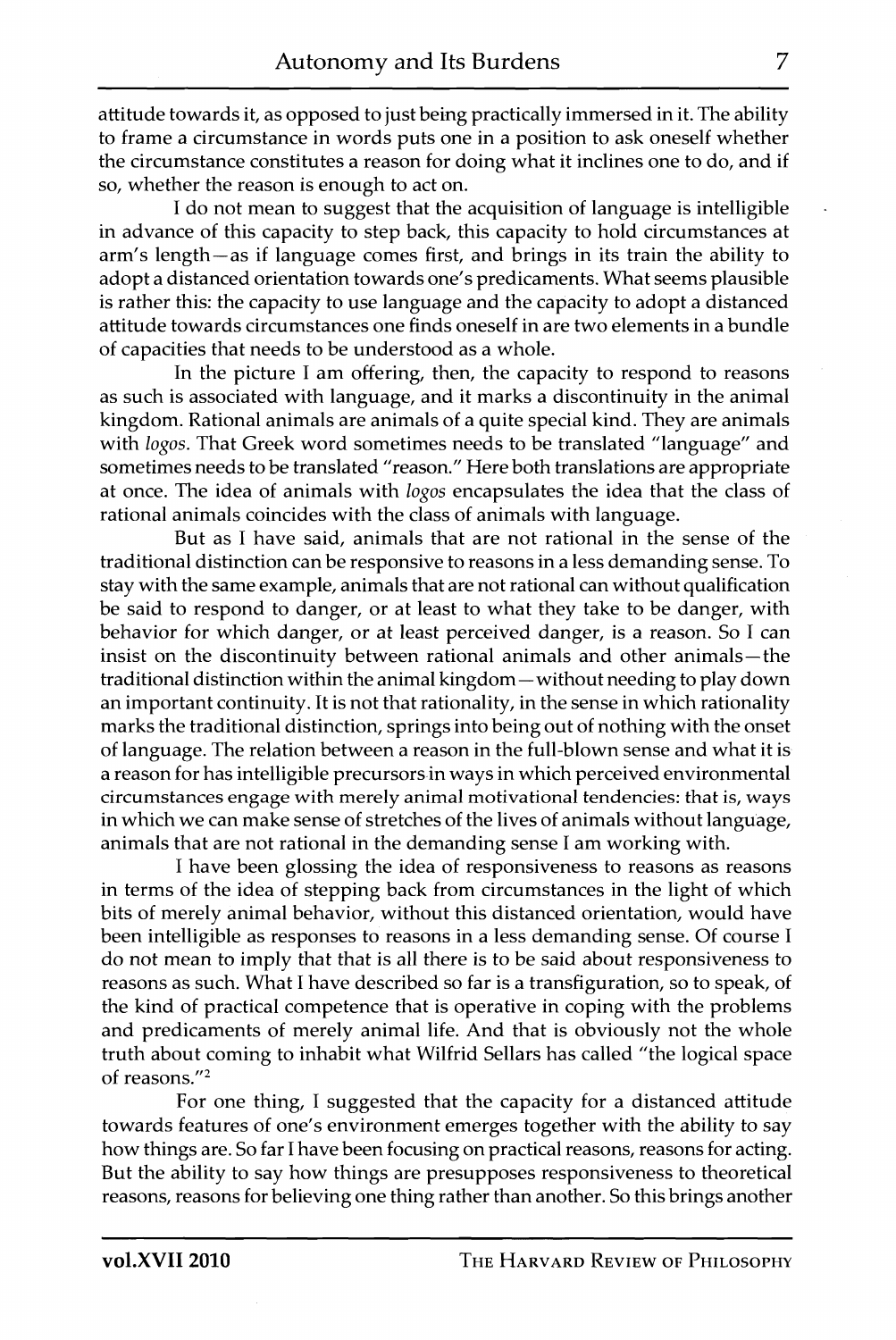attitude towards it, as opposed to just being practically immersed in it. The ability to frame a circumstance in words puts one in a position to ask oneself whether the circumstance constitutes a reason for doing what it inclines one to do, and if so, whether the reason is enough to act on.

I do not mean to suggest that the acquisition of language is intelligible in advance of this capacity to step back, this capacity to hold circumstances at arm's length—as if language comes first, and brings in its train the ability to adopt a distanced orientation towards one's predicaments. What seems plausible is rather this: the capacity to use language and the capacity to adopt a distanced attitude towards circumstances one finds oneself in are two elements in a bundle of capacities that needs to be understood as a whole.

In the picture I am offering, then, the capacity to respond to reasons as such is associated with language, and it marks a discontinuity in the animal kingdom. Rational animals are animals of a quite special kind. They are animals with *logos*. That Greek word sometimes needs to be translated "language" and sometimes needs to be translated "reason." Here both translations are appropriate at once. The idea of animals with *logos* encapsulates the idea that the class of rational animals coincides with the class of animals with language.

But as I have said, animals that are not rational in the sense of the traditional distinction can be responsive to reasons in a less demanding sense. To stay with the same example, animals that are not rational can without qualification be said to respond to danger, or at least to what they take to be danger, with behavior for which danger, or at least perceived danger, is a reason. So I can insist on the discontinuity between rational animals and other animals—the traditional distinction within the animal kingdom—without needing to play down an important continuity. It is not that rationality, in the sense in which rationality marks the traditional distinction, springs into being out of nothing with the onset of language. The relation between a reason in the full-blown sense and what it is a reason for has intelligible precursors in ways in which perceived environmental circumstances engage with merely animal motivational tendencies: that is, ways in which we can make sense of stretches of the lives of animals without language, animals that are not rational in the demanding sense I am working with.

I have been glossing the idea of responsiveness to reasons as reasons in terms of the idea of stepping back from circumstances in the light of which bits of merely animal behavior, without this distanced orientation, would have been intelligible as responses to reasons in a less demanding sense. Of course I do not mean to imply that that is all there is to be said about responsiveness to reasons as such. What I have described so far is a transfiguration, so to speak, of the kind of practical competence that is operative in coping with the problems and predicaments of merely animal life. And that is obviously not the whole truth about coming to inhabit what Wilfrid Sellars has called "the logical space of reasons."[2]

For one thing, I suggested that the capacity for a distanced attitude towards features of one's environment emerges together with the ability to say how things are. So far I have been focusing on practical reasons, reasons for acting. But the ability to say how things are presupposes responsiveness to theoretical reasons, reasons for believing one thing rather than another. So this brings another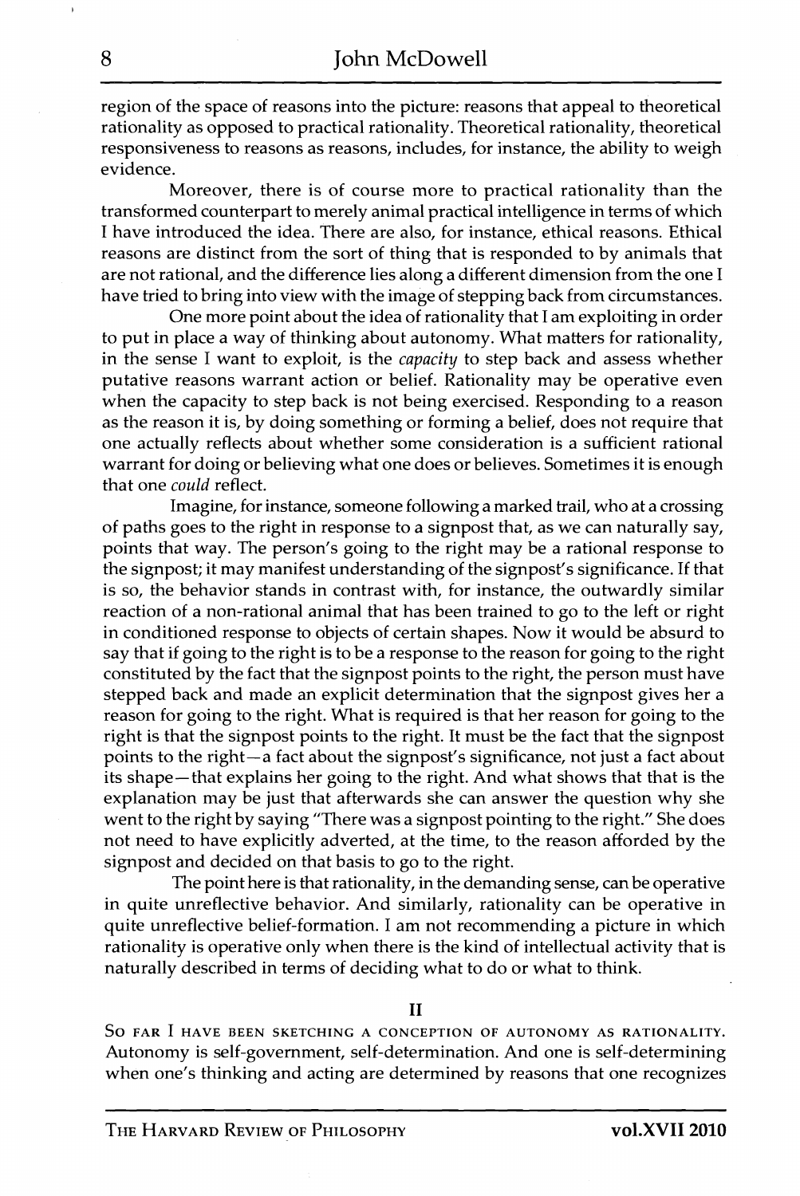region of the space of reasons into the picture: reasons that appeal to theoretical rationality as opposed to practical rationality. Theoretical rationality, theoretical responsiveness to reasons as reasons, includes, for instance, the ability to weigh evidence.

Moreover, there is of course more to practical rationality than the transformed counterpart to merely animal practical intelligence in terms of which I have introduced the idea. There are also, for instance, ethical reasons. Ethical reasons are distinct from the sort of thing that is responded to by animals that are not rational, and the difference lies along a different dimension from the one I have tried to bring into view with the image of stepping back from circumstances.

One more point about the idea of rationality that I am exploiting in order to put in place a way of thinking about autonomy. What matters for rationality, in the sense I want to exploit, is the *capacity* to step back and assess whether putative reasons warrant action or belief. Rationality may be operative even when the capacity to step back is not being exercised. Responding to a reason as the reason it is, by doing something or forming a belief, does not require that one actually reflects about whether some consideration is a sufficient rational warrant for doing or believing what one does or believes. Sometimes it is enough that one *could* reflect.

Imagine, for instance, someone following a marked trail, who at a crossing of paths goes to the right in response to a signpost that, as we can naturally say, points that way. The person's going to the right may be a rational response to the signpost; it may manifest understanding of the signpost's significance. If that is so, the behavior stands in contrast with, for instance, the outwardly similar reaction of a non-rational animal that has been trained to go to the left or right in conditioned response to objects of certain shapes. Now it would be absurd to say that if going to the right is to be a response to the reason for going to the right constituted by the fact that the signpost points to the right, the person must have stepped back and made an explicit determination that the signpost gives her a reason for going to the right. What is required is that her reason for going to the right is that the signpost points to the right. It must be the fact that the signpost points to the right—a fact about the signpost's significance, not just a fact about its shape—that explains her going to the right. And what shows that that is the explanation may be just that afterwards she can answer the question why she went to the right by saying "There was a signpost pointing to the right." She does not need to have explicitly adverted, at the time, to the reason afforded by the signpost and decided on that basis to go to the right.

The point here is that rationality, in the demanding sense, can be operative in quite unreflective behavior. And similarly, rationality can be operative in quite unreflective belief-formation. I am not recommending a picture in which rationality is operative only when there is the kind of intellectual activity that is naturally described in terms of deciding what to do or what to think.

## II

So far I have been sketching a conception of autonomy as rationality. Autonomy is self-government, self-determination. And one is self-determining when one's thinking and acting are determined by reasons that one recognizes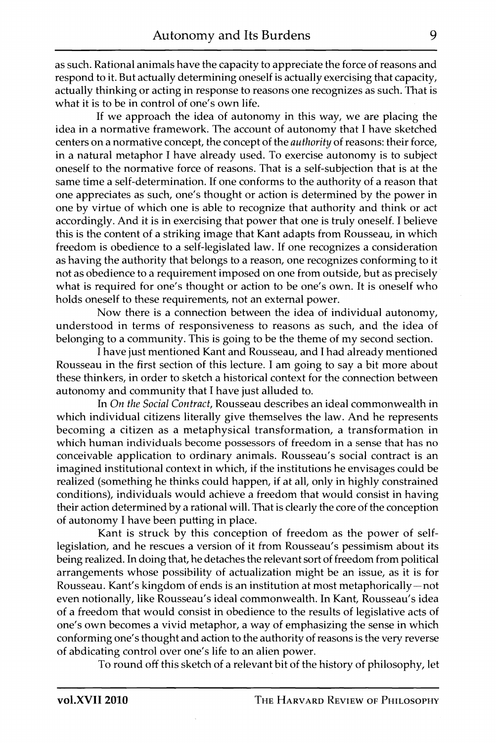as such. Rational animals have the capacity to appreciate the force of reasons and respond to it. But actually determining oneself is actually exercising that capacity, actually thinking or acting in response to reasons one recognizes as such. That is what it is to be in control of one's own life.

If we approach the idea of autonomy in this way, we are placing the idea in a normative framework. The account of autonomy that I have sketched centers on a normative concept, the concept of the *authority* of reasons: their force, in a natural metaphor I have already used. To exercise autonomy is to subject oneself to the normative force of reasons. That is a self-subjection that is at the same time a self-determination. If one conforms to the authority of a reason that one appreciates as such, one's thought or action is determined by the power in one by virtue of which one is able to recognize that authority and think or act accordingly. And it is in exercising that power that one is truly oneself. I believe this is the content of a striking image that Kant adapts from Rousseau, in which freedom is obedience to a self-legislated law. If one recognizes a consideration as having the authority that belongs to a reason, one recognizes conforming to it not as obedience to a requirement imposed on one from outside, but as precisely what is required for one's thought or action to be one's own. It is oneself who holds oneself to these requirements, not an external power.

Now there is a connection between the idea of individual autonomy, understood in terms of responsiveness to reasons as such, and the idea of belonging to a community. This is going to be the theme of my second section.

I have just mentioned Kant and Rousseau, and I had already mentioned Rousseau in the first section of this lecture. I am going to say a bit more about these thinkers, in order to sketch a historical context for the connection between autonomy and community that I have just alluded to.

In *On the Social Contract*, Rousseau describes an ideal commonwealth in which individual citizens literally give themselves the law. And he represents becoming a citizen as a metaphysical transformation, a transformation in which human individuals become possessors of freedom in a sense that has no conceivable application to ordinary animals. Rousseau's social contract is an imagined institutional context in which, if the institutions he envisages could be realized (something he thinks could happen, if at all, only in highly constrained conditions), individuals would achieve a freedom that would consist in having their action determined by a rational will. That is clearly the core of the conception of autonomy I have been putting in place.

Kant is struck by this conception of freedom as the power of self-legislation, and he rescues a version of it from Rousseau's pessimism about its being realized. In doing that, he detaches the relevant sort of freedom from political arrangements whose possibility of actualization might be an issue, as it is for Rousseau. Kant's kingdom of ends is an institution at most metaphorically—not even notionally, like Rousseau's ideal commonwealth. In Kant, Rousseau's idea of a freedom that would consist in obedience to the results of legislative acts of one's own becomes a vivid metaphor, a way of emphasizing the sense in which conforming one's thought and action to the authority of reasons is the very reverse of abdicating control over one's life to an alien power.

To round off this sketch of a relevant bit of the history of philosophy, let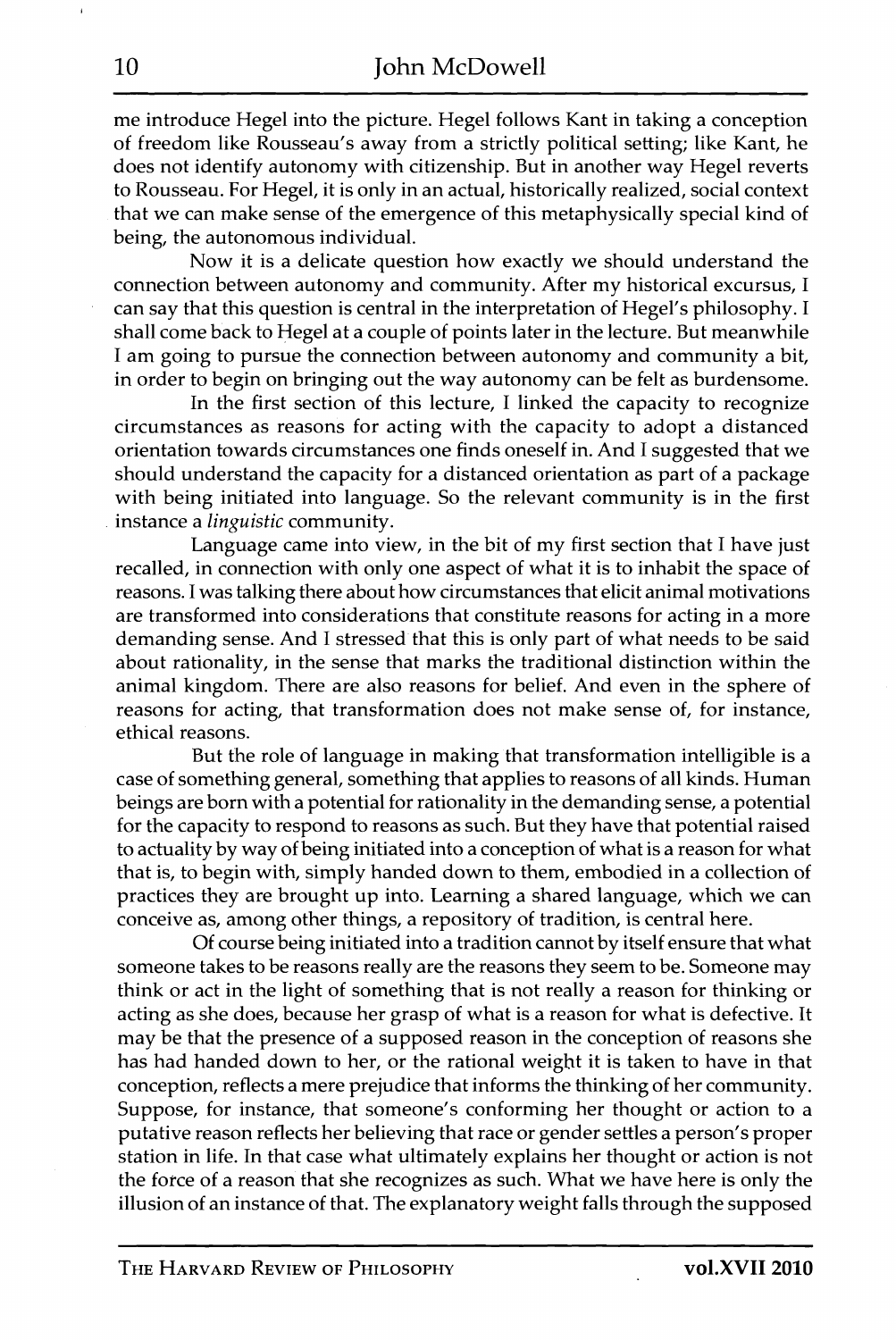me introduce Hegel into the picture. Hegel follows Kant in taking a conception of freedom like Rousseau's away from a strictly political setting; like Kant, he does not identify autonomy with citizenship. But in another way Hegel reverts to Rousseau. For Hegel, it is only in an actual, historically realized, social context that we can make sense of the emergence of this metaphysically special kind of being, the autonomous individual.

Now it is a delicate question how exactly we should understand the connection between autonomy and community. After my historical excursus, I can say that this question is central in the interpretation of Hegel's philosophy. I shall come back to Hegel at a couple of points later in the lecture. But meanwhile I am going to pursue the connection between autonomy and community a bit, in order to begin on bringing out the way autonomy can be felt as burdensome.

In the first section of this lecture, I linked the capacity to recognize circumstances as reasons for acting with the capacity to adopt a distanced orientation towards circumstances one finds oneself in. And I suggested that we should understand the capacity for a distanced orientation as part of a package with being initiated into language. So the relevant community is in the first instance a *linguistic* community.

Language came into view, in the bit of my first section that I have just recalled, in connection with only one aspect of what it is to inhabit the space of reasons. I was talking there about how circumstances that elicit animal motivations are transformed into considerations that constitute reasons for acting in a more demanding sense. And I stressed that this is only part of what needs to be said about rationality, in the sense that marks the traditional distinction within the animal kingdom. There are also reasons for belief. And even in the sphere of reasons for acting, that transformation does not make sense of, for instance, ethical reasons.

But the role of language in making that transformation intelligible is a case of something general, something that applies to reasons of all kinds. Human beings are born with a potential for rationality in the demanding sense, a potential for the capacity to respond to reasons as such. But they have that potential raised to actuality by way of being initiated into a conception of what is a reason for what that is, to begin with, simply handed down to them, embodied in a collection of practices they are brought up into. Learning a shared language, which we can conceive as, among other things, a repository of tradition, is central here.

Of course being initiated into a tradition cannot by itself ensure that what someone takes to be reasons really are the reasons they seem to be. Someone may think or act in the light of something that is not really a reason for thinking or acting as she does, because her grasp of what is a reason for what is defective. It may be that the presence of a supposed reason in the conception of reasons she has had handed down to her, or the rational weight it is taken to have in that conception, reflects a mere prejudice that informs the thinking of her community. Suppose, for instance, that someone's conforming her thought or action to a putative reason reflects her believing that race or gender settles a person's proper station in life. In that case what ultimately explains her thought or action is not the force of a reason that she recognizes as such. What we have here is only the illusion of an instance of that. The explanatory weight falls through the supposed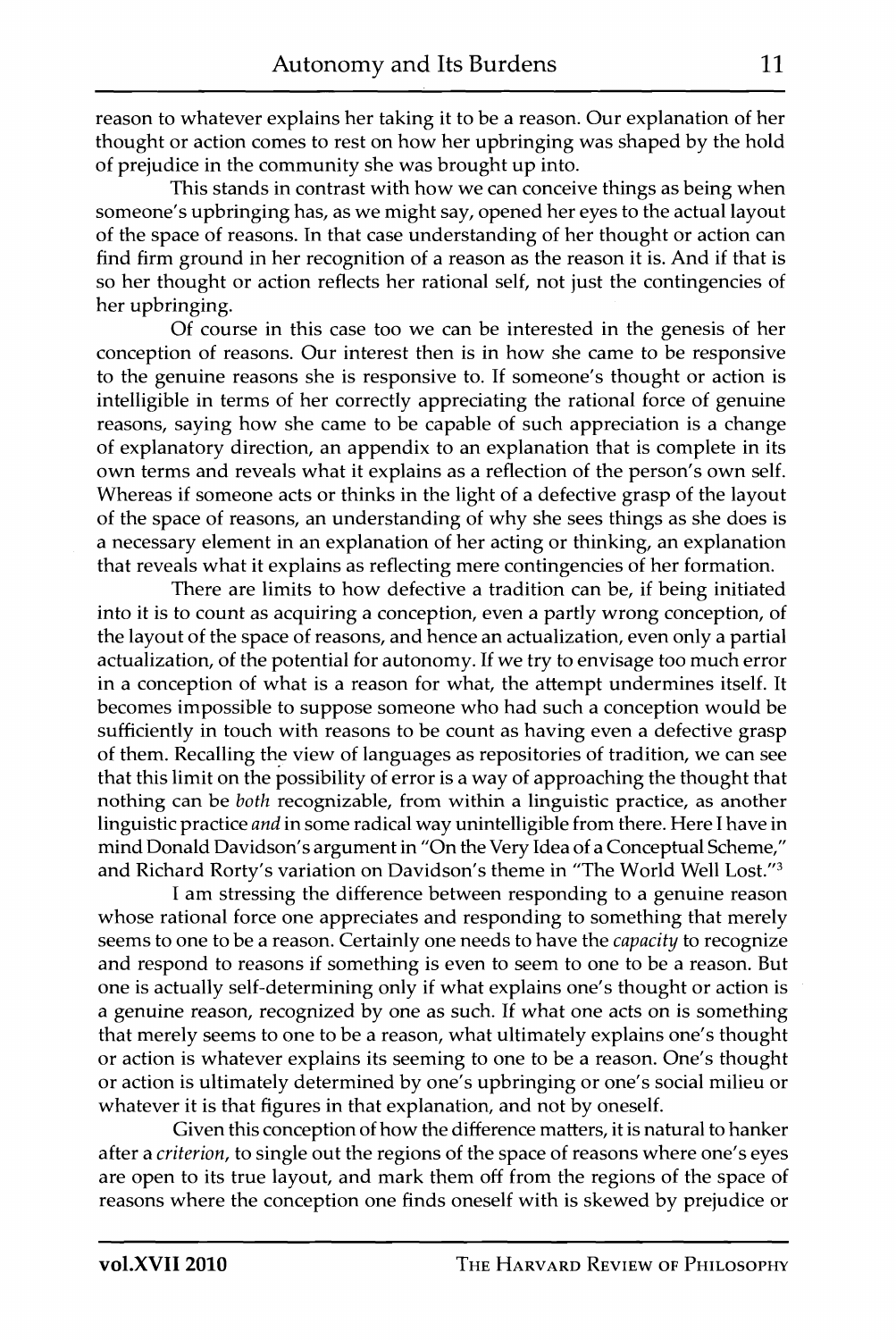reason to whatever explains her taking it to be a reason. Our explanation of her thought or action comes to rest on how her upbringing was shaped by the hold of prejudice in the community she was brought up into.

This stands in contrast with how we can conceive things as being when someone's upbringing has, as we might say, opened her eyes to the actual layout of the space of reasons. In that case understanding of her thought or action can find firm ground in her recognition of a reason as the reason it is. And if that is so her thought or action reflects her rational self, not just the contingencies of her upbringing.

Of course in this case too we can be interested in the genesis of her conception of reasons. Our interest then is in how she came to be responsive to the genuine reasons she is responsive to. If someone's thought or action is intelligible in terms of her correctly appreciating the rational force of genuine reasons, saying how she came to be capable of such appreciation is a change of explanatory direction, an appendix to an explanation that is complete in its own terms and reveals what it explains as a reflection of the person's own self. Whereas if someone acts or thinks in the light of a defective grasp of the layout of the space of reasons, an understanding of why she sees things as she does is a necessary element in an explanation of her acting or thinking, an explanation that reveals what it explains as reflecting mere contingencies of her formation.

There are limits to how defective a tradition can be, if being initiated into it is to count as acquiring a conception, even a partly wrong conception, of the layout of the space of reasons, and hence an actualization, even only a partial actualization, of the potential for autonomy. If we try to envisage too much error in a conception of what is a reason for what, the attempt undermines itself. It becomes impossible to suppose someone who had such a conception would be sufficiently in touch with reasons to be count as having even a defective grasp of them. Recalling the view of languages as repositories of tradition, we can see that this limit on the possibility of error is a way of approaching the thought that nothing can be *both* recognizable, from within a linguistic practice, as another linguistic practice *and* in some radical way unintelligible from there. Here I have in mind Donald Davidson's argument in "On the Very Idea of a Conceptual Scheme," and Richard Rorty's variation on Davidson's theme in "The World Well Lost."[3]

I am stressing the difference between responding to a genuine reason whose rational force one appreciates and responding to something that merely seems to one to be a reason. Certainly one needs to have the *capacity* to recognize and respond to reasons if something is even to seem to one to be a reason. But one is actually self-determining only if what explains one's thought or action is a genuine reason, recognized by one as such. If what one acts on is something that merely seems to one to be a reason, what ultimately explains one's thought or action is whatever explains its seeming to one to be a reason. One's thought or action is ultimately determined by one's upbringing or one's social milieu or whatever it is that figures in that explanation, and not by oneself.

Given this conception of how the difference matters, it is natural to hanker after a *criterion*, to single out the regions of the space of reasons where one's eyes are open to its true layout, and mark them off from the regions of the space of reasons where the conception one finds oneself with is skewed by prejudice or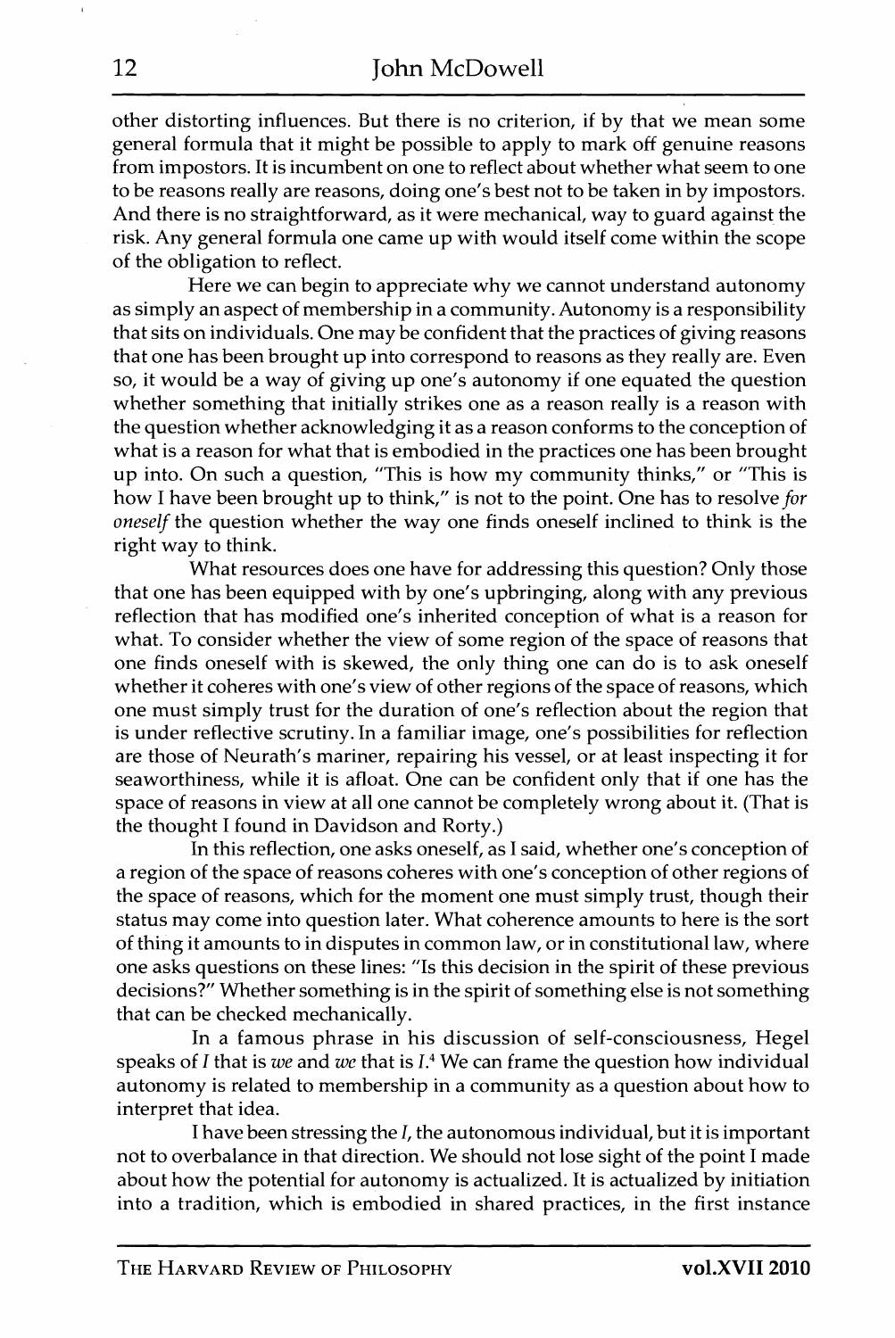other distorting influences. But there is no criterion, if by that we mean some general formula that it might be possible to apply to mark off genuine reasons from impostors. It is incumbent on one to reflect about whether what seem to one to be reasons really are reasons, doing one's best not to be taken in by impostors. And there is no straightforward, as it were mechanical, way to guard against the risk. Any general formula one came up with would itself come within the scope of the obligation to reflect.

Here we can begin to appreciate why we cannot understand autonomy as simply an aspect of membership in a community. Autonomy is a responsibility that sits on individuals. One may be confident that the practices of giving reasons that one has been brought up into correspond to reasons as they really are. Even so, it would be a way of giving up one's autonomy if one equated the question whether something that initially strikes one as a reason really is a reason with the question whether acknowledging it as a reason conforms to the conception of what is a reason for what that is embodied in the practices one has been brought up into. On such a question, "This is how my community thinks," or "This is how I have been brought up to think," is not to the point. One has to resolve *for oneself* the question whether the way one finds oneself inclined to think is the right way to think.

What resources does one have for addressing this question? Only those that one has been equipped with by one's upbringing, along with any previous reflection that has modified one's inherited conception of what is a reason for what. To consider whether the view of some region of the space of reasons that one finds oneself with is skewed, the only thing one can do is to ask oneself whether it coheres with one's view of other regions of the space of reasons, which one must simply trust for the duration of one's reflection about the region that is under reflective scrutiny. In a familiar image, one's possibilities for reflection are those of Neurath's mariner, repairing his vessel, or at least inspecting it for seaworthiness, while it is afloat. One can be confident only that if one has the space of reasons in view at all one cannot be completely wrong about it. (That is the thought I found in Davidson and Rorty.)

In this reflection, one asks oneself, as I said, whether one's conception of a region of the space of reasons coheres with one's conception of other regions of the space of reasons, which for the moment one must simply trust, though their status may come into question later. What coherence amounts to here is the sort of thing it amounts to in disputes in common law, or in constitutional law, where one asks questions on these lines: "Is this decision in the spirit of these previous decisions?" Whether something is in the spirit of something else is not something that can be checked mechanically.

In a famous phrase in his discussion of self-consciousness, Hegel speaks of *I* that is *we* and *we* that is *I*.[4] We can frame the question how individual autonomy is related to membership in a community as a question about how to interpret that idea.

I have been stressing the *I*, the autonomous individual, but it is important not to overbalance in that direction. We should not lose sight of the point I made about how the potential for autonomy is actualized. It is actualized by initiation into a tradition, which is embodied in shared practices, in the first instance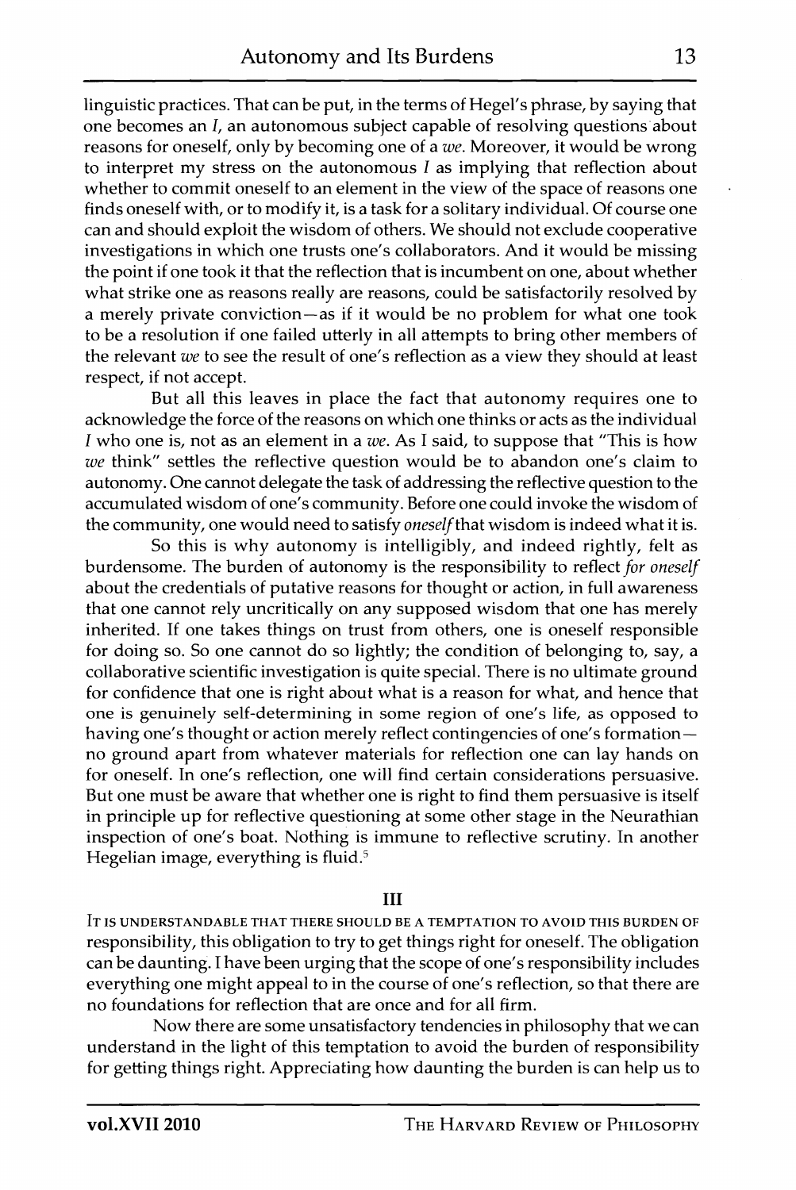linguistic practices. That can be put, in the terms of Hegel's phrase, by saying that one becomes an *I*, an autonomous subject capable of resolving questions about reasons for oneself, only by becoming one of a *we*. Moreover, it would be wrong to interpret my stress on the autonomous *I* as implying that reflection about whether to commit oneself to an element in the view of the space of reasons one finds oneself with, or to modify it, is a task for a solitary individual. Of course one can and should exploit the wisdom of others. We should not exclude cooperative investigations in which one trusts one's collaborators. And it would be missing the point if one took it that the reflection that is incumbent on one, about whether what strike one as reasons really are reasons, could be satisfactorily resolved by a merely private conviction—as if it would be no problem for what one took to be a resolution if one failed utterly in all attempts to bring other members of the relevant *we* to see the result of one's reflection as a view they should at least respect, if not accept.

But all this leaves in place the fact that autonomy requires one to acknowledge the force of the reasons on which one thinks or acts as the individual *I* who one is, not as an element in a *we*. As I said, to suppose that "This is how *we* think" settles the reflective question would be to abandon one's claim to autonomy. One cannot delegate the task of addressing the reflective question to the accumulated wisdom of one's community. Before one could invoke the wisdom of the community, one would need to satisfy *oneself* that wisdom is indeed what it is.

So this is why autonomy is intelligibly, and indeed rightly, felt as burdensome. The burden of autonomy is the responsibility to reflect *for oneself* about the credentials of putative reasons for thought or action, in full awareness that one cannot rely uncritically on any supposed wisdom that one has merely inherited. If one takes things on trust from others, one is oneself responsible for doing so. So one cannot do so lightly; the condition of belonging to, say, a collaborative scientific investigation is quite special. There is no ultimate ground for confidence that one is right about what is a reason for what, and hence that one is genuinely self-determining in some region of one's life, as opposed to having one's thought or action merely reflect contingencies of one's formation—no ground apart from whatever materials for reflection one can lay hands on for oneself. In one's reflection, one will find certain considerations persuasive. But one must be aware that whether one is right to find them persuasive is itself in principle up for reflective questioning at some other stage in the Neurathian inspection of one's boat. Nothing is immune to reflective scrutiny. In another Hegelian image, everything is fluid.[5]

## III

IT IS UNDERSTANDABLE THAT THERE SHOULD BE A TEMPTATION TO AVOID THIS BURDEN OF responsibility, this obligation to try to get things right for oneself. The obligation can be daunting. I have been urging that the scope of one's responsibility includes everything one might appeal to in the course of one's reflection, so that there are no foundations for reflection that are once and for all firm.

Now there are some unsatisfactory tendencies in philosophy that we can understand in the light of this temptation to avoid the burden of responsibility for getting things right. Appreciating how daunting the burden is can help us to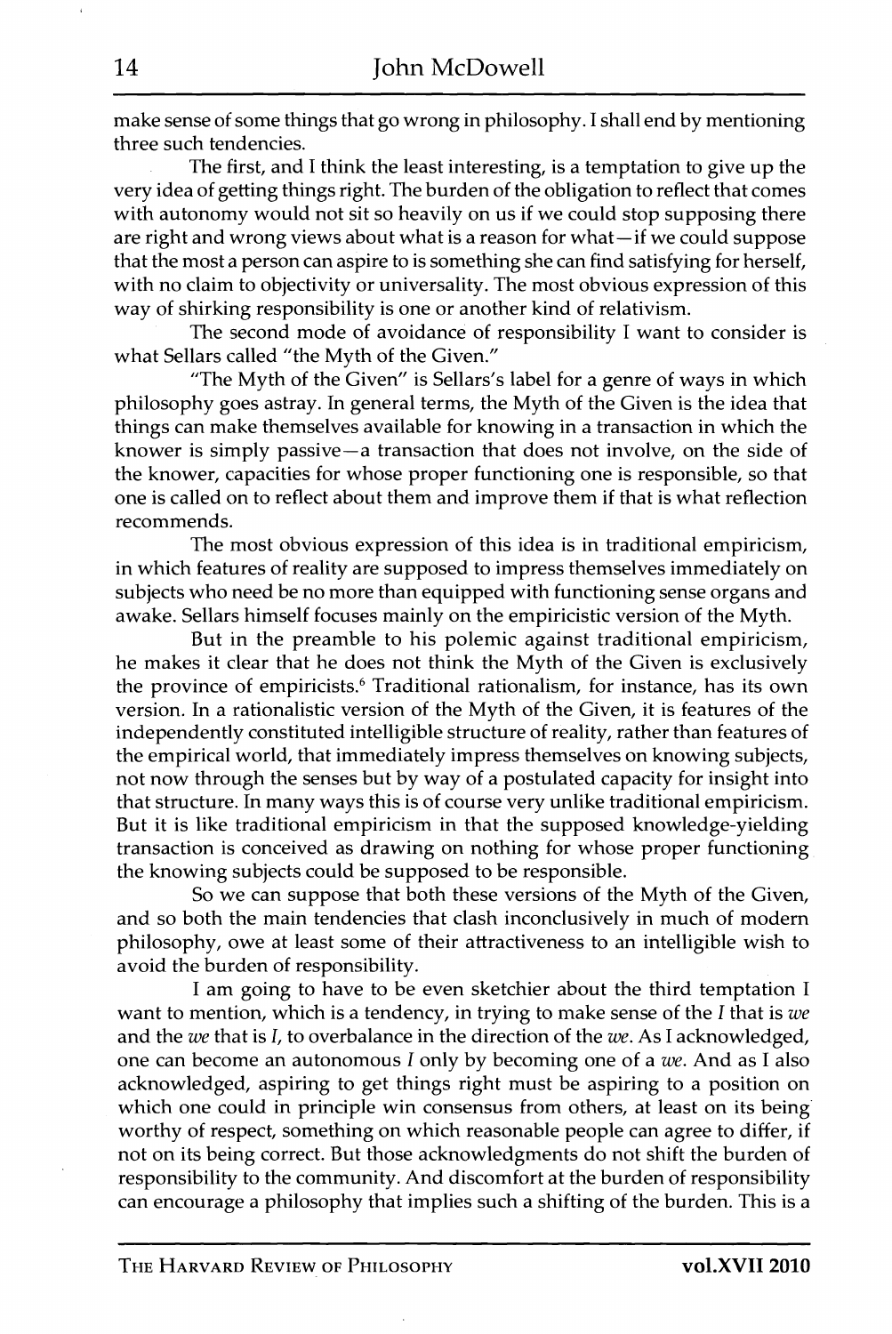make sense of some things that go wrong in philosophy. I shall end by mentioning three such tendencies.

The first, and I think the least interesting, is a temptation to give up the very idea of getting things right. The burden of the obligation to reflect that comes with autonomy would not sit so heavily on us if we could stop supposing there are right and wrong views about what is a reason for what—if we could suppose that the most a person can aspire to is something she can find satisfying for herself, with no claim to objectivity or universality. The most obvious expression of this way of shirking responsibility is one or another kind of relativism.

The second mode of avoidance of responsibility I want to consider is what Sellars called "the Myth of the Given."

"The Myth of the Given" is Sellars's label for a genre of ways in which philosophy goes astray. In general terms, the Myth of the Given is the idea that things can make themselves available for knowing in a transaction in which the knower is simply passive—a transaction that does not involve, on the side of the knower, capacities for whose proper functioning one is responsible, so that one is called on to reflect about them and improve them if that is what reflection recommends.

The most obvious expression of this idea is in traditional empiricism, in which features of reality are supposed to impress themselves immediately on subjects who need be no more than equipped with functioning sense organs and awake. Sellars himself focuses mainly on the empiricistic version of the Myth.

But in the preamble to his polemic against traditional empiricism, he makes it clear that he does not think the Myth of the Given is exclusively the province of empiricists.[6] Traditional rationalism, for instance, has its own version. In a rationalistic version of the Myth of the Given, it is features of the independently constituted intelligible structure of reality, rather than features of the empirical world, that immediately impress themselves on knowing subjects, not now through the senses but by way of a postulated capacity for insight into that structure. In many ways this is of course very unlike traditional empiricism. But it is like traditional empiricism in that the supposed knowledge-yielding transaction is conceived as drawing on nothing for whose proper functioning the knowing subjects could be supposed to be responsible.

So we can suppose that both these versions of the Myth of the Given, and so both the main tendencies that clash inconclusively in much of modern philosophy, owe at least some of their attractiveness to an intelligible wish to avoid the burden of responsibility.

I am going to have to be even sketchier about the third temptation I want to mention, which is a tendency, in trying to make sense of the *I* that is *we* and the *we* that is *I*, to overbalance in the direction of the *we*. As I acknowledged, one can become an autonomous *I* only by becoming one of a *we*. And as I also acknowledged, aspiring to get things right must be aspiring to a position on which one could in principle win consensus from others, at least on its being worthy of respect, something on which reasonable people can agree to differ, if not on its being correct. But those acknowledgments do not shift the burden of responsibility to the community. And discomfort at the burden of responsibility can encourage a philosophy that implies such a shifting of the burden. This is a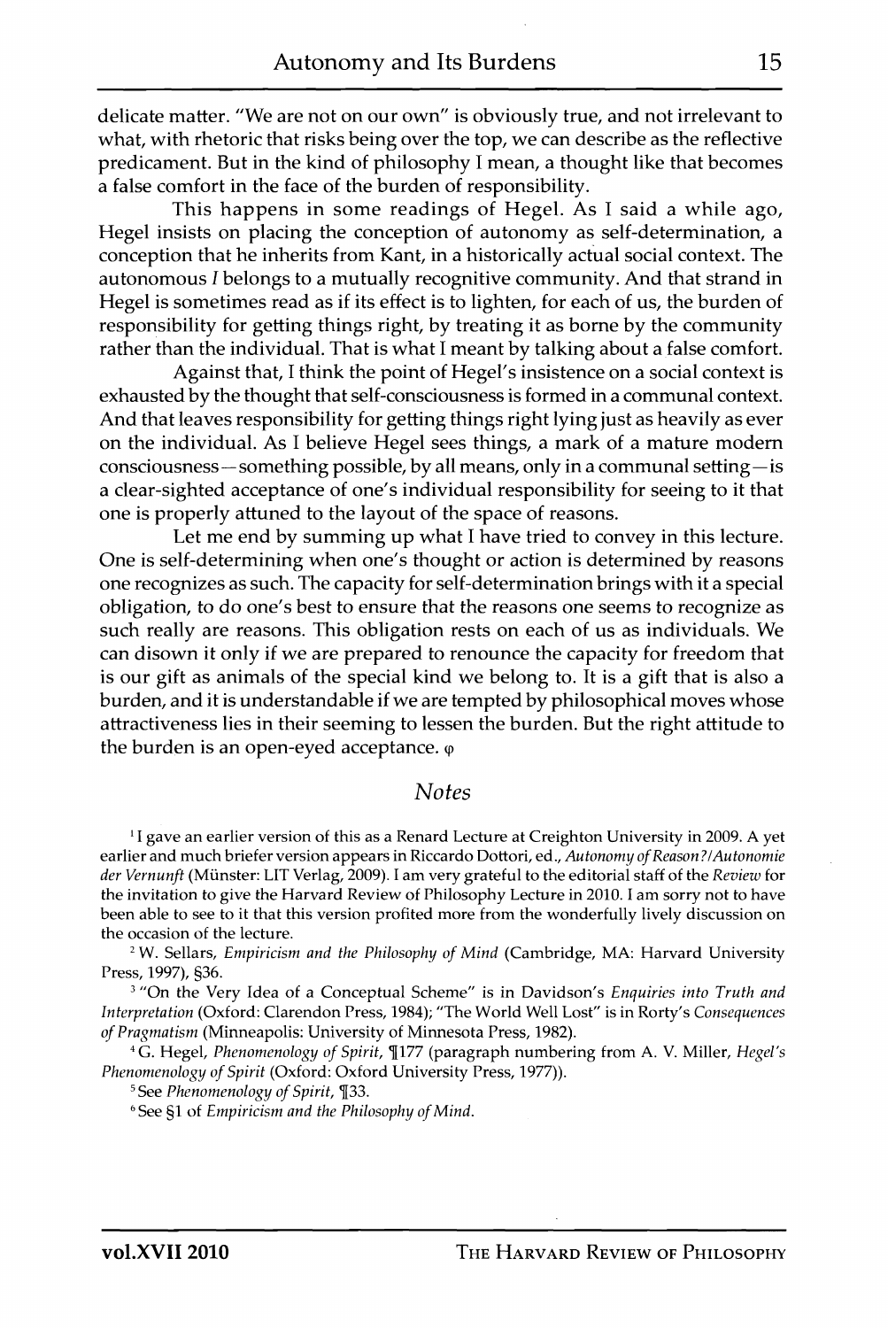delicate matter. "We are not on our own" is obviously true, and not irrelevant to what, with rhetoric that risks being over the top, we can describe as the reflective predicament. But in the kind of philosophy I mean, a thought like that becomes a false comfort in the face of the burden of responsibility.

This happens in some readings of Hegel. As I said a while ago, Hegel insists on placing the conception of autonomy as self-determination, a conception that he inherits from Kant, in a historically actual social context. The autonomous *I* belongs to a mutually recognitive community. And that strand in Hegel is sometimes read as if its effect is to lighten, for each of us, the burden of responsibility for getting things right, by treating it as borne by the community rather than the individual. That is what I meant by talking about a false comfort.

Against that, I think the point of Hegel's insistence on a social context is exhausted by the thought that self-consciousness is formed in a communal context. And that leaves responsibility for getting things right lying just as heavily as ever on the individual. As I believe Hegel sees things, a mark of a mature modern consciousness—something possible, by all means, only in a communal setting—is a clear-sighted acceptance of one's individual responsibility for seeing to it that one is properly attuned to the layout of the space of reasons.

Let me end by summing up what I have tried to convey in this lecture. One is self-determining when one's thought or action is determined by reasons one recognizes as such. The capacity for self-determination brings with it a special obligation, to do one's best to ensure that the reasons one seems to recognize as such really are reasons. This obligation rests on each of us as individuals. We can disown it only if we are prepared to renounce the capacity for freedom that is our gift as animals of the special kind we belong to. It is a gift that is also a burden, and it is understandable if we are tempted by philosophical moves whose attractiveness lies in their seeming to lessen the burden. But the right attitude to the burden is an open-eyed acceptance. φ

## *Notes*

[1] I gave an earlier version of this as a Renard Lecture at Creighton University in 2009. A yet earlier and much briefer version appears in Riccardo Dottori, ed., *Autonomy of Reason?/Autonomie der Vernunft* (Münster: LIT Verlag, 2009). I am very grateful to the editorial staff of the *Review* for the invitation to give the Harvard Review of Philosophy Lecture in 2010. I am sorry not to have been able to see to it that this version profited more from the wonderfully lively discussion on the occasion of the lecture.

[2] W. Sellars, *Empiricism and the Philosophy of Mind* (Cambridge, MA: Harvard University Press, 1997), §36.

[3] "On the Very Idea of a Conceptual Scheme" is in Davidson's *Enquiries into Truth and Interpretation* (Oxford: Clarendon Press, 1984); "The World Well Lost" is in Rorty's *Consequences of Pragmatism* (Minneapolis: University of Minnesota Press, 1982).

[4] G. Hegel, *Phenomenology of Spirit*, ¶177 (paragraph numbering from A. V. Miller, *Hegel's Phenomenology of Spirit* (Oxford: Oxford University Press, 1977)).

[5] See *Phenomenology of Spirit*, ¶33.

[6] See §1 of *Empiricism and the Philosophy of Mind*.